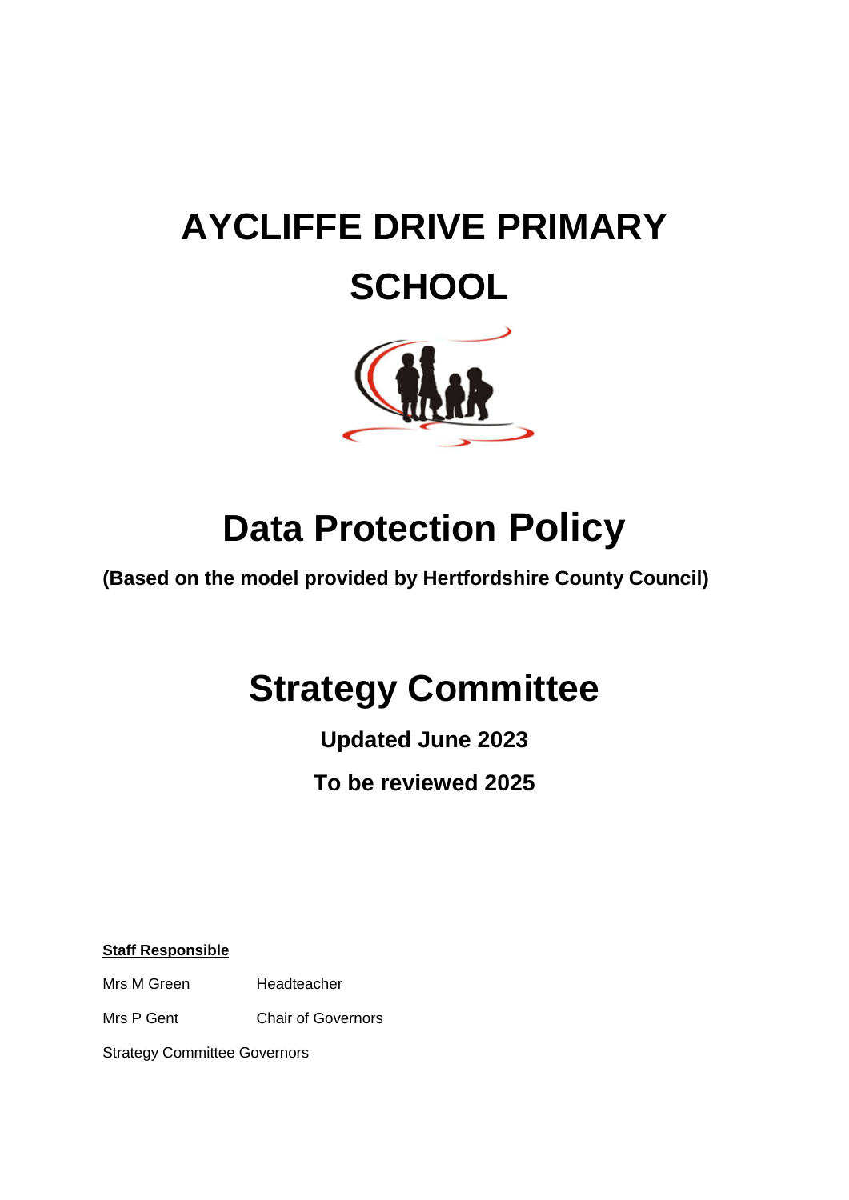# AYCLIFFE DRIVE PRIMARY SCHOOL

# Data Protection Policy

**(Based on the model provided by Hertfordshire County Council)**

# Strategy Committee

**Updated June 2023**

**To be reviewed 2025**

**Staff Responsible**

Mrs M Green Headteacher

Mrs P Gent Chair of Governors

Strategy Committee Governors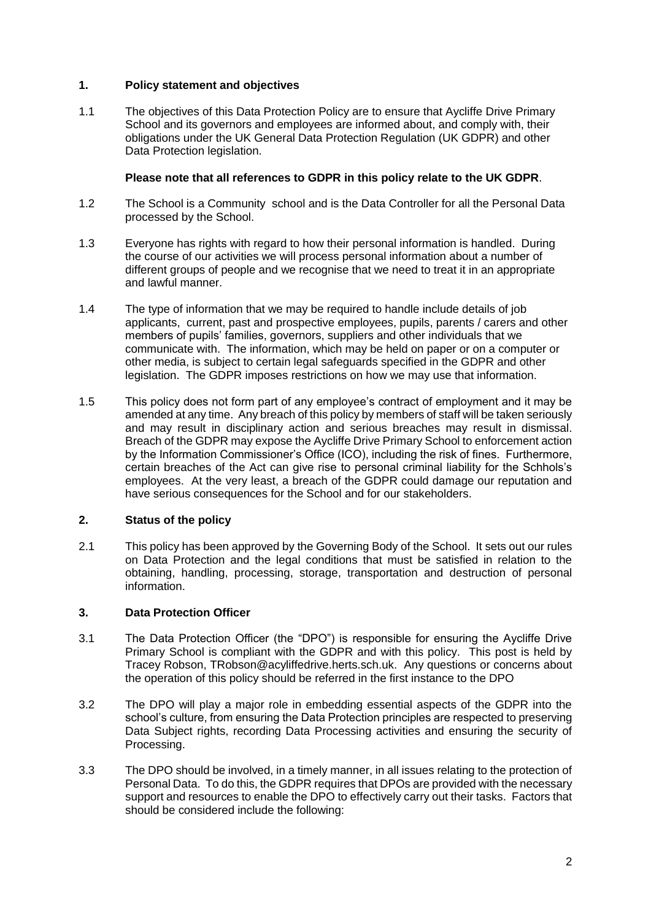## 1. Policy statement and objectives

1.1 The objectives of this Data Protection Policy are to ensure that Aycliffe Drive Primary School and its governors and employees are informed about, and comply with, their obligations under the UK General Data Protection Regulation (UK GDPR) and other Data Protection legislation.

**Please note that all references to GDPR in this policy relate to the UK GDPR**.

1.2 The School is a Community school and is the Data Controller for all the Personal Data processed by the School.

1.3 Everyone has rights with regard to how their personal information is handled. During the course of our activities we will process personal information about a number of different groups of people and we recognise that we need to treat it in an appropriate and lawful manner.

1.4 The type of information that we may be required to handle include details of job applicants, current, past and prospective employees, pupils, parents / carers and other members of pupils' families, governors, suppliers and other individuals that we communicate with. The information, which may be held on paper or on a computer or other media, is subject to certain legal safeguards specified in the GDPR and other legislation. The GDPR imposes restrictions on how we may use that information.

1.5 This policy does not form part of any employee's contract of employment and it may be amended at any time. Any breach of this policy by members of staff will be taken seriously and may result in disciplinary action and serious breaches may result in dismissal. Breach of the GDPR may expose the Aycliffe Drive Primary School to enforcement action by the Information Commissioner's Office (ICO), including the risk of fines. Furthermore, certain breaches of the Act can give rise to personal criminal liability for the Schhols's employees. At the very least, a breach of the GDPR could damage our reputation and have serious consequences for the School and for our stakeholders.

## 2. Status of the policy

2.1 This policy has been approved by the Governing Body of the School. It sets out our rules on Data Protection and the legal conditions that must be satisfied in relation to the obtaining, handling, processing, storage, transportation and destruction of personal information.

## 3. Data Protection Officer

3.1 The Data Protection Officer (the "DPO") is responsible for ensuring the Aycliffe Drive Primary School is compliant with the GDPR and with this policy. This post is held by Tracey Robson, TRobson@acyliffedrive.herts.sch.uk. Any questions or concerns about the operation of this policy should be referred in the first instance to the DPO

3.2 The DPO will play a major role in embedding essential aspects of the GDPR into the school's culture, from ensuring the Data Protection principles are respected to preserving Data Subject rights, recording Data Processing activities and ensuring the security of Processing.

3.3 The DPO should be involved, in a timely manner, in all issues relating to the protection of Personal Data. To do this, the GDPR requires that DPOs are provided with the necessary support and resources to enable the DPO to effectively carry out their tasks. Factors that should be considered include the following: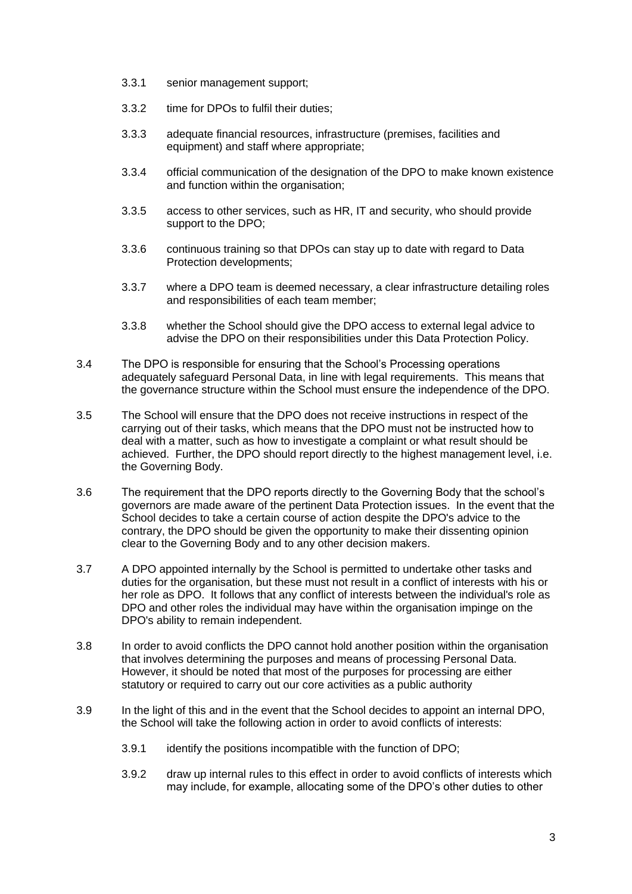3.3.1 senior management support;

3.3.2 time for DPOs to fulfil their duties;

3.3.3 adequate financial resources, infrastructure (premises, facilities and equipment) and staff where appropriate;

3.3.4 official communication of the designation of the DPO to make known existence and function within the organisation;

3.3.5 access to other services, such as HR, IT and security, who should provide support to the DPO;

3.3.6 continuous training so that DPOs can stay up to date with regard to Data Protection developments;

3.3.7 where a DPO team is deemed necessary, a clear infrastructure detailing roles and responsibilities of each team member;

3.3.8 whether the School should give the DPO access to external legal advice to advise the DPO on their responsibilities under this Data Protection Policy.

3.4 The DPO is responsible for ensuring that the School's Processing operations adequately safeguard Personal Data, in line with legal requirements. This means that the governance structure within the School must ensure the independence of the DPO.

3.5 The School will ensure that the DPO does not receive instructions in respect of the carrying out of their tasks, which means that the DPO must not be instructed how to deal with a matter, such as how to investigate a complaint or what result should be achieved. Further, the DPO should report directly to the highest management level, i.e. the Governing Body.

3.6 The requirement that the DPO reports directly to the Governing Body that the school's governors are made aware of the pertinent Data Protection issues. In the event that the School decides to take a certain course of action despite the DPO's advice to the contrary, the DPO should be given the opportunity to make their dissenting opinion clear to the Governing Body and to any other decision makers.

3.7 A DPO appointed internally by the School is permitted to undertake other tasks and duties for the organisation, but these must not result in a conflict of interests with his or her role as DPO. It follows that any conflict of interests between the individual's role as DPO and other roles the individual may have within the organisation impinge on the DPO's ability to remain independent.

3.8 In order to avoid conflicts the DPO cannot hold another position within the organisation that involves determining the purposes and means of processing Personal Data. However, it should be noted that most of the purposes for processing are either statutory or required to carry out our core activities as a public authority

3.9 In the light of this and in the event that the School decides to appoint an internal DPO, the School will take the following action in order to avoid conflicts of interests:

3.9.1 identify the positions incompatible with the function of DPO;

3.9.2 draw up internal rules to this effect in order to avoid conflicts of interests which may include, for example, allocating some of the DPO's other duties to other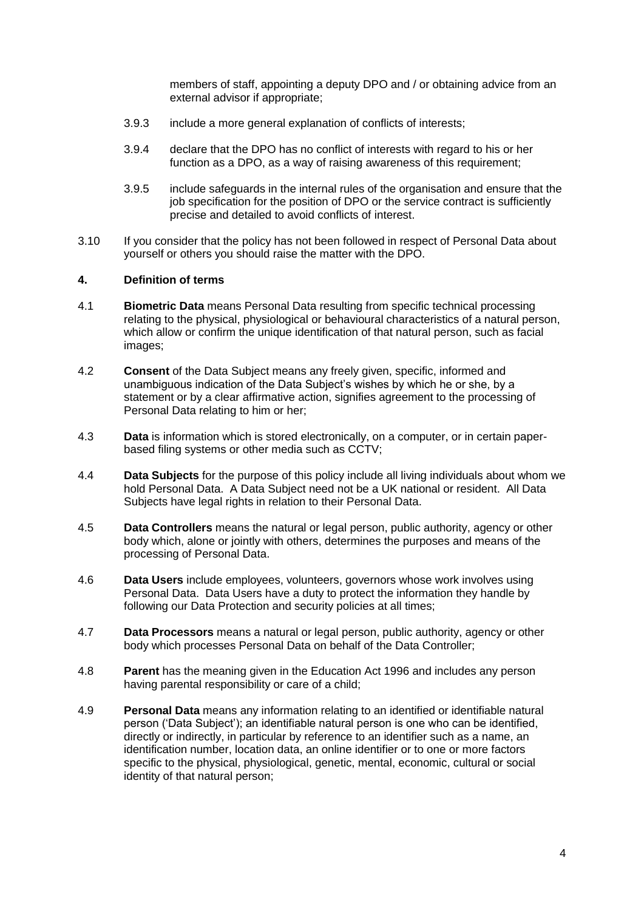members of staff, appointing a deputy DPO and / or obtaining advice from an external advisor if appropriate;

3.9.3 include a more general explanation of conflicts of interests;

3.9.4 declare that the DPO has no conflict of interests with regard to his or her function as a DPO, as a way of raising awareness of this requirement;

3.9.5 include safeguards in the internal rules of the organisation and ensure that the job specification for the position of DPO or the service contract is sufficiently precise and detailed to avoid conflicts of interest.

3.10 If you consider that the policy has not been followed in respect of Personal Data about yourself or others you should raise the matter with the DPO.

## 4. Definition of terms

4.1 **Biometric Data** means Personal Data resulting from specific technical processing relating to the physical, physiological or behavioural characteristics of a natural person, which allow or confirm the unique identification of that natural person, such as facial images;

4.2 **Consent** of the Data Subject means any freely given, specific, informed and unambiguous indication of the Data Subject's wishes by which he or she, by a statement or by a clear affirmative action, signifies agreement to the processing of Personal Data relating to him or her;

4.3 **Data** is information which is stored electronically, on a computer, or in certain paper-based filing systems or other media such as CCTV;

4.4 **Data Subjects** for the purpose of this policy include all living individuals about whom we hold Personal Data. A Data Subject need not be a UK national or resident. All Data Subjects have legal rights in relation to their Personal Data.

4.5 **Data Controllers** means the natural or legal person, public authority, agency or other body which, alone or jointly with others, determines the purposes and means of the processing of Personal Data.

4.6 **Data Users** include employees, volunteers, governors whose work involves using Personal Data. Data Users have a duty to protect the information they handle by following our Data Protection and security policies at all times;

4.7 **Data Processors** means a natural or legal person, public authority, agency or other body which processes Personal Data on behalf of the Data Controller;

4.8 **Parent** has the meaning given in the Education Act 1996 and includes any person having parental responsibility or care of a child;

4.9 **Personal Data** means any information relating to an identified or identifiable natural person ('Data Subject'); an identifiable natural person is one who can be identified, directly or indirectly, in particular by reference to an identifier such as a name, an identification number, location data, an online identifier or to one or more factors specific to the physical, physiological, genetic, mental, economic, cultural or social identity of that natural person;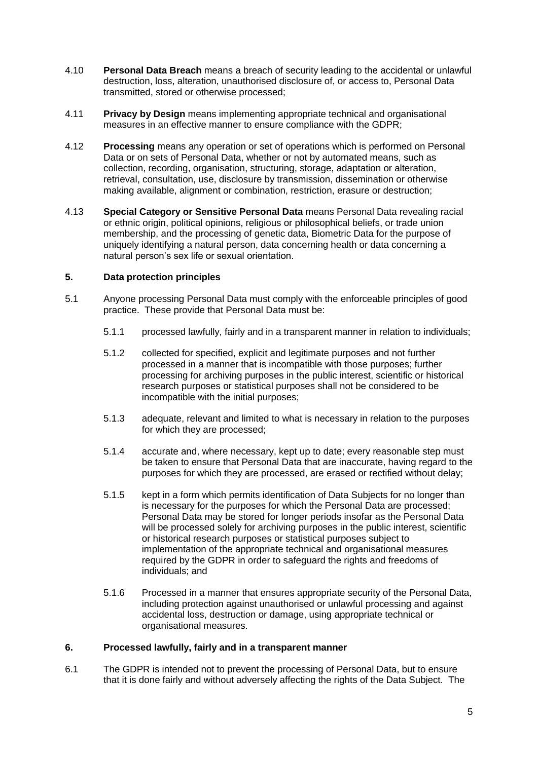4.10 **Personal Data Breach** means a breach of security leading to the accidental or unlawful destruction, loss, alteration, unauthorised disclosure of, or access to, Personal Data transmitted, stored or otherwise processed;

4.11 **Privacy by Design** means implementing appropriate technical and organisational measures in an effective manner to ensure compliance with the GDPR;

4.12 **Processing** means any operation or set of operations which is performed on Personal Data or on sets of Personal Data, whether or not by automated means, such as collection, recording, organisation, structuring, storage, adaptation or alteration, retrieval, consultation, use, disclosure by transmission, dissemination or otherwise making available, alignment or combination, restriction, erasure or destruction;

4.13 **Special Category or Sensitive Personal Data** means Personal Data revealing racial or ethnic origin, political opinions, religious or philosophical beliefs, or trade union membership, and the processing of genetic data, Biometric Data for the purpose of uniquely identifying a natural person, data concerning health or data concerning a natural person's sex life or sexual orientation.

## 5. Data protection principles

5.1 Anyone processing Personal Data must comply with the enforceable principles of good practice. These provide that Personal Data must be:

5.1.1 processed lawfully, fairly and in a transparent manner in relation to individuals;

5.1.2 collected for specified, explicit and legitimate purposes and not further processed in a manner that is incompatible with those purposes; further processing for archiving purposes in the public interest, scientific or historical research purposes or statistical purposes shall not be considered to be incompatible with the initial purposes;

5.1.3 adequate, relevant and limited to what is necessary in relation to the purposes for which they are processed;

5.1.4 accurate and, where necessary, kept up to date; every reasonable step must be taken to ensure that Personal Data that are inaccurate, having regard to the purposes for which they are processed, are erased or rectified without delay;

5.1.5 kept in a form which permits identification of Data Subjects for no longer than is necessary for the purposes for which the Personal Data are processed; Personal Data may be stored for longer periods insofar as the Personal Data will be processed solely for archiving purposes in the public interest, scientific or historical research purposes or statistical purposes subject to implementation of the appropriate technical and organisational measures required by the GDPR in order to safeguard the rights and freedoms of individuals; and

5.1.6 Processed in a manner that ensures appropriate security of the Personal Data, including protection against unauthorised or unlawful processing and against accidental loss, destruction or damage, using appropriate technical or organisational measures.

## 6. Processed lawfully, fairly and in a transparent manner

6.1 The GDPR is intended not to prevent the processing of Personal Data, but to ensure that it is done fairly and without adversely affecting the rights of the Data Subject. The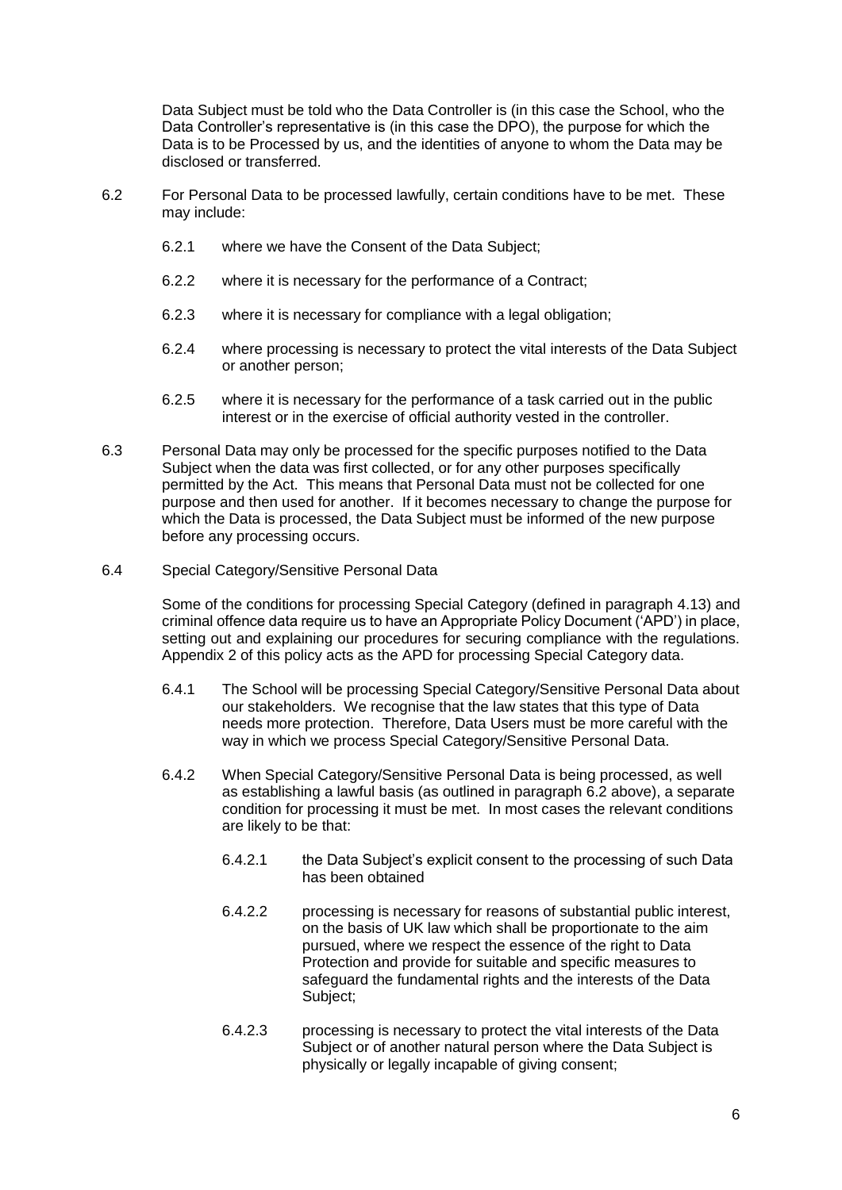Data Subject must be told who the Data Controller is (in this case the School, who the Data Controller's representative is (in this case the DPO), the purpose for which the Data is to be Processed by us, and the identities of anyone to whom the Data may be disclosed or transferred.

6.2 For Personal Data to be processed lawfully, certain conditions have to be met. These may include:

6.2.1 where we have the Consent of the Data Subject;

6.2.2 where it is necessary for the performance of a Contract;

6.2.3 where it is necessary for compliance with a legal obligation;

6.2.4 where processing is necessary to protect the vital interests of the Data Subject or another person;

6.2.5 where it is necessary for the performance of a task carried out in the public interest or in the exercise of official authority vested in the controller.

6.3 Personal Data may only be processed for the specific purposes notified to the Data Subject when the data was first collected, or for any other purposes specifically permitted by the Act. This means that Personal Data must not be collected for one purpose and then used for another. If it becomes necessary to change the purpose for which the Data is processed, the Data Subject must be informed of the new purpose before any processing occurs.

6.4 Special Category/Sensitive Personal Data

Some of the conditions for processing Special Category (defined in paragraph 4.13) and criminal offence data require us to have an Appropriate Policy Document ('APD') in place, setting out and explaining our procedures for securing compliance with the regulations. Appendix 2 of this policy acts as the APD for processing Special Category data.

6.4.1 The School will be processing Special Category/Sensitive Personal Data about our stakeholders. We recognise that the law states that this type of Data needs more protection. Therefore, Data Users must be more careful with the way in which we process Special Category/Sensitive Personal Data.

6.4.2 When Special Category/Sensitive Personal Data is being processed, as well as establishing a lawful basis (as outlined in paragraph 6.2 above), a separate condition for processing it must be met. In most cases the relevant conditions are likely to be that:

6.4.2.1 the Data Subject's explicit consent to the processing of such Data has been obtained

6.4.2.2 processing is necessary for reasons of substantial public interest, on the basis of UK law which shall be proportionate to the aim pursued, where we respect the essence of the right to Data Protection and provide for suitable and specific measures to safeguard the fundamental rights and the interests of the Data Subject;

6.4.2.3 processing is necessary to protect the vital interests of the Data Subject or of another natural person where the Data Subject is physically or legally incapable of giving consent;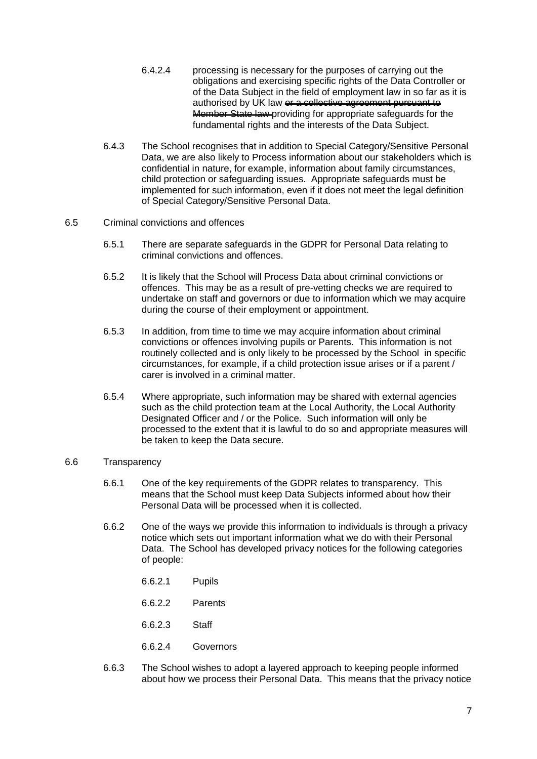6.4.2.4 processing is necessary for the purposes of carrying out the obligations and exercising specific rights of the Data Controller or of the Data Subject in the field of employment law in so far as it is authorised by UK law ~~or a collective agreement pursuant to Member State law~~ providing for appropriate safeguards for the fundamental rights and the interests of the Data Subject.

6.4.3 The School recognises that in addition to Special Category/Sensitive Personal Data, we are also likely to Process information about our stakeholders which is confidential in nature, for example, information about family circumstances, child protection or safeguarding issues. Appropriate safeguards must be implemented for such information, even if it does not meet the legal definition of Special Category/Sensitive Personal Data.

6.5 Criminal convictions and offences

6.5.1 There are separate safeguards in the GDPR for Personal Data relating to criminal convictions and offences.

6.5.2 It is likely that the School will Process Data about criminal convictions or offences. This may be as a result of pre-vetting checks we are required to undertake on staff and governors or due to information which we may acquire during the course of their employment or appointment.

6.5.3 In addition, from time to time we may acquire information about criminal convictions or offences involving pupils or Parents. This information is not routinely collected and is only likely to be processed by the School in specific circumstances, for example, if a child protection issue arises or if a parent / carer is involved in a criminal matter.

6.5.4 Where appropriate, such information may be shared with external agencies such as the child protection team at the Local Authority, the Local Authority Designated Officer and / or the Police. Such information will only be processed to the extent that it is lawful to do so and appropriate measures will be taken to keep the Data secure.

6.6 Transparency

6.6.1 One of the key requirements of the GDPR relates to transparency. This means that the School must keep Data Subjects informed about how their Personal Data will be processed when it is collected.

6.6.2 One of the ways we provide this information to individuals is through a privacy notice which sets out important information what we do with their Personal Data. The School has developed privacy notices for the following categories of people:

6.6.2.1 Pupils

6.6.2.2 Parents

6.6.2.3 Staff

6.6.2.4 Governors

6.6.3 The School wishes to adopt a layered approach to keeping people informed about how we process their Personal Data. This means that the privacy notice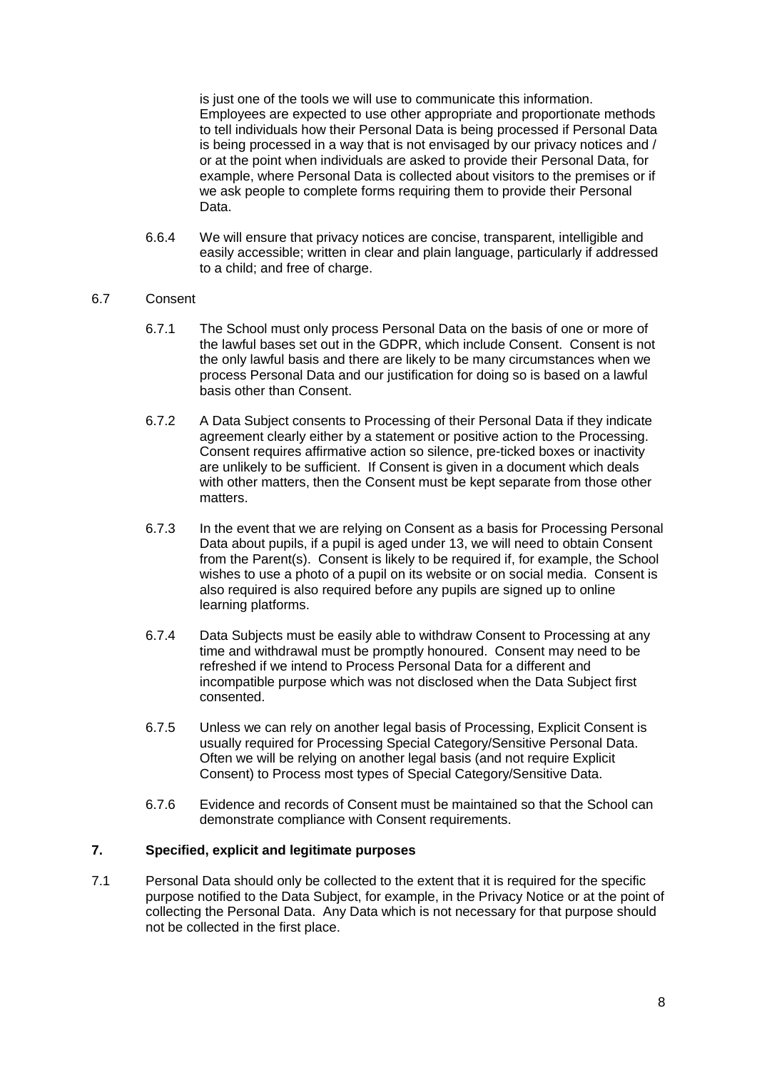is just one of the tools we will use to communicate this information. Employees are expected to use other appropriate and proportionate methods to tell individuals how their Personal Data is being processed if Personal Data is being processed in a way that is not envisaged by our privacy notices and / or at the point when individuals are asked to provide their Personal Data, for example, where Personal Data is collected about visitors to the premises or if we ask people to complete forms requiring them to provide their Personal Data.

6.6.4 We will ensure that privacy notices are concise, transparent, intelligible and easily accessible; written in clear and plain language, particularly if addressed to a child; and free of charge.

6.7 Consent

6.7.1 The School must only process Personal Data on the basis of one or more of the lawful bases set out in the GDPR, which include Consent. Consent is not the only lawful basis and there are likely to be many circumstances when we process Personal Data and our justification for doing so is based on a lawful basis other than Consent.

6.7.2 A Data Subject consents to Processing of their Personal Data if they indicate agreement clearly either by a statement or positive action to the Processing. Consent requires affirmative action so silence, pre-ticked boxes or inactivity are unlikely to be sufficient. If Consent is given in a document which deals with other matters, then the Consent must be kept separate from those other matters.

6.7.3 In the event that we are relying on Consent as a basis for Processing Personal Data about pupils, if a pupil is aged under 13, we will need to obtain Consent from the Parent(s). Consent is likely to be required if, for example, the School wishes to use a photo of a pupil on its website or on social media. Consent is also required is also required before any pupils are signed up to online learning platforms.

6.7.4 Data Subjects must be easily able to withdraw Consent to Processing at any time and withdrawal must be promptly honoured. Consent may need to be refreshed if we intend to Process Personal Data for a different and incompatible purpose which was not disclosed when the Data Subject first consented.

6.7.5 Unless we can rely on another legal basis of Processing, Explicit Consent is usually required for Processing Special Category/Sensitive Personal Data. Often we will be relying on another legal basis (and not require Explicit Consent) to Process most types of Special Category/Sensitive Data.

6.7.6 Evidence and records of Consent must be maintained so that the School can demonstrate compliance with Consent requirements.

## 7. Specified, explicit and legitimate purposes

7.1 Personal Data should only be collected to the extent that it is required for the specific purpose notified to the Data Subject, for example, in the Privacy Notice or at the point of collecting the Personal Data. Any Data which is not necessary for that purpose should not be collected in the first place.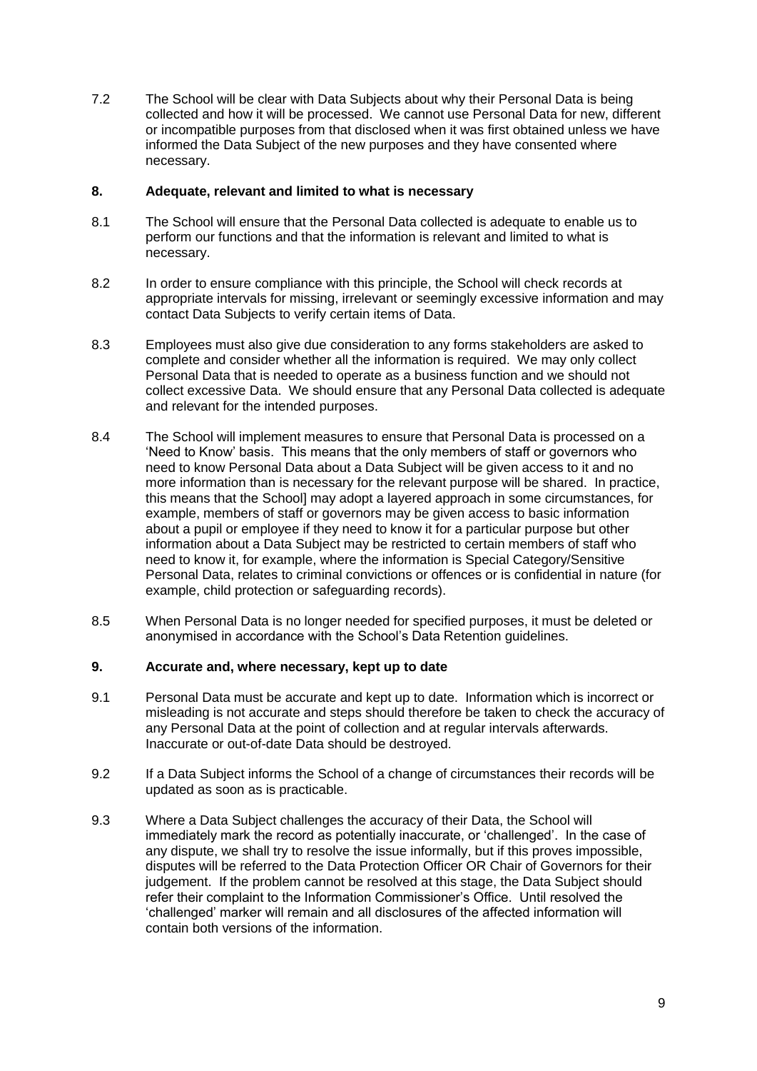7.2 The School will be clear with Data Subjects about why their Personal Data is being collected and how it will be processed. We cannot use Personal Data for new, different or incompatible purposes from that disclosed when it was first obtained unless we have informed the Data Subject of the new purposes and they have consented where necessary.

## 8. Adequate, relevant and limited to what is necessary

8.1 The School will ensure that the Personal Data collected is adequate to enable us to perform our functions and that the information is relevant and limited to what is necessary.

8.2 In order to ensure compliance with this principle, the School will check records at appropriate intervals for missing, irrelevant or seemingly excessive information and may contact Data Subjects to verify certain items of Data.

8.3 Employees must also give due consideration to any forms stakeholders are asked to complete and consider whether all the information is required. We may only collect Personal Data that is needed to operate as a business function and we should not collect excessive Data. We should ensure that any Personal Data collected is adequate and relevant for the intended purposes.

8.4 The School will implement measures to ensure that Personal Data is processed on a 'Need to Know' basis. This means that the only members of staff or governors who need to know Personal Data about a Data Subject will be given access to it and no more information than is necessary for the relevant purpose will be shared. In practice, this means that the School] may adopt a layered approach in some circumstances, for example, members of staff or governors may be given access to basic information about a pupil or employee if they need to know it for a particular purpose but other information about a Data Subject may be restricted to certain members of staff who need to know it, for example, where the information is Special Category/Sensitive Personal Data, relates to criminal convictions or offences or is confidential in nature (for example, child protection or safeguarding records).

8.5 When Personal Data is no longer needed for specified purposes, it must be deleted or anonymised in accordance with the School's Data Retention guidelines.

## 9. Accurate and, where necessary, kept up to date

9.1 Personal Data must be accurate and kept up to date. Information which is incorrect or misleading is not accurate and steps should therefore be taken to check the accuracy of any Personal Data at the point of collection and at regular intervals afterwards. Inaccurate or out-of-date Data should be destroyed.

9.2 If a Data Subject informs the School of a change of circumstances their records will be updated as soon as is practicable.

9.3 Where a Data Subject challenges the accuracy of their Data, the School will immediately mark the record as potentially inaccurate, or 'challenged'. In the case of any dispute, we shall try to resolve the issue informally, but if this proves impossible, disputes will be referred to the Data Protection Officer OR Chair of Governors for their judgement. If the problem cannot be resolved at this stage, the Data Subject should refer their complaint to the Information Commissioner's Office. Until resolved the 'challenged' marker will remain and all disclosures of the affected information will contain both versions of the information.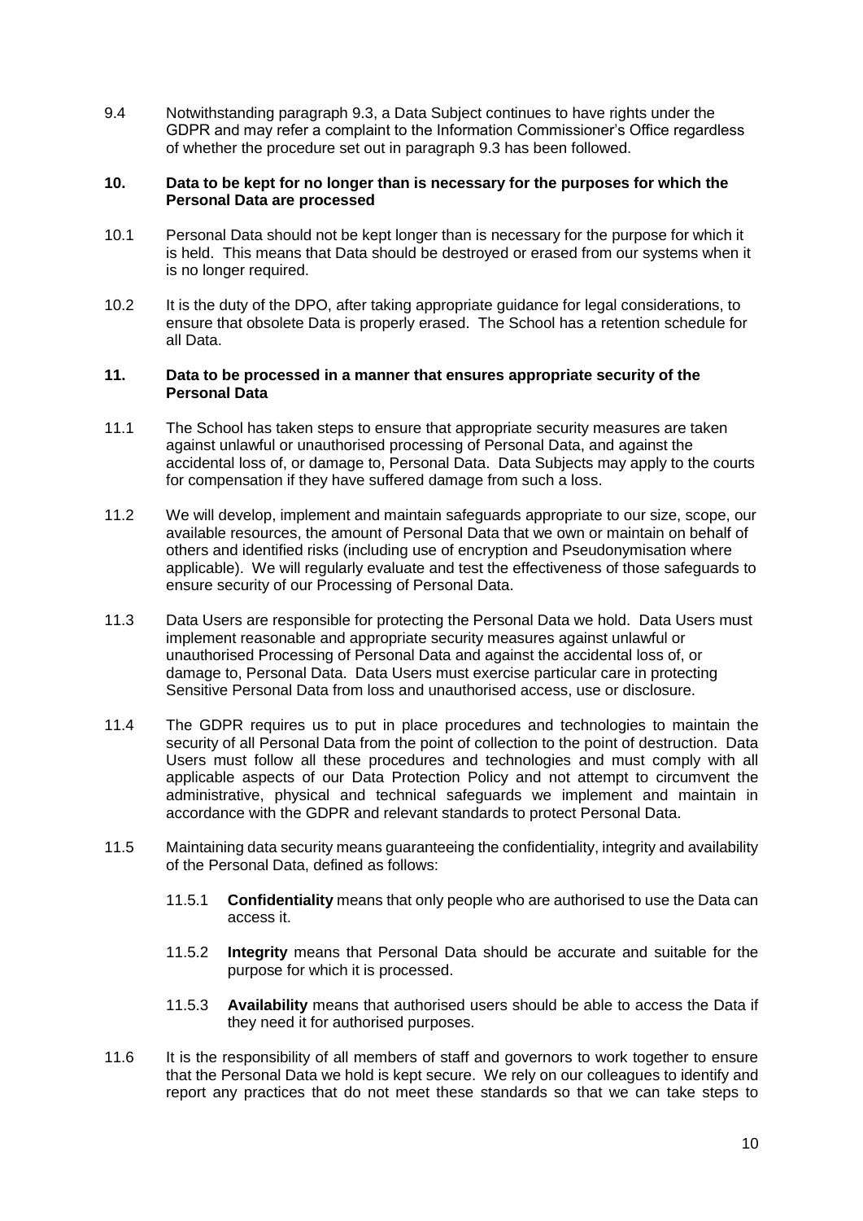9.4 Notwithstanding paragraph 9.3, a Data Subject continues to have rights under the GDPR and may refer a complaint to the Information Commissioner's Office regardless of whether the procedure set out in paragraph 9.3 has been followed.

## 10. Data to be kept for no longer than is necessary for the purposes for which the Personal Data are processed

10.1 Personal Data should not be kept longer than is necessary for the purpose for which it is held. This means that Data should be destroyed or erased from our systems when it is no longer required.

10.2 It is the duty of the DPO, after taking appropriate guidance for legal considerations, to ensure that obsolete Data is properly erased. The School has a retention schedule for all Data.

## 11. Data to be processed in a manner that ensures appropriate security of the Personal Data

11.1 The School has taken steps to ensure that appropriate security measures are taken against unlawful or unauthorised processing of Personal Data, and against the accidental loss of, or damage to, Personal Data. Data Subjects may apply to the courts for compensation if they have suffered damage from such a loss.

11.2 We will develop, implement and maintain safeguards appropriate to our size, scope, our available resources, the amount of Personal Data that we own or maintain on behalf of others and identified risks (including use of encryption and Pseudonymisation where applicable). We will regularly evaluate and test the effectiveness of those safeguards to ensure security of our Processing of Personal Data.

11.3 Data Users are responsible for protecting the Personal Data we hold. Data Users must implement reasonable and appropriate security measures against unlawful or unauthorised Processing of Personal Data and against the accidental loss of, or damage to, Personal Data. Data Users must exercise particular care in protecting Sensitive Personal Data from loss and unauthorised access, use or disclosure.

11.4 The GDPR requires us to put in place procedures and technologies to maintain the security of all Personal Data from the point of collection to the point of destruction. Data Users must follow all these procedures and technologies and must comply with all applicable aspects of our Data Protection Policy and not attempt to circumvent the administrative, physical and technical safeguards we implement and maintain in accordance with the GDPR and relevant standards to protect Personal Data.

11.5 Maintaining data security means guaranteeing the confidentiality, integrity and availability of the Personal Data, defined as follows:

11.5.1 **Confidentiality** means that only people who are authorised to use the Data can access it.

11.5.2 **Integrity** means that Personal Data should be accurate and suitable for the purpose for which it is processed.

11.5.3 **Availability** means that authorised users should be able to access the Data if they need it for authorised purposes.

11.6 It is the responsibility of all members of staff and governors to work together to ensure that the Personal Data we hold is kept secure. We rely on our colleagues to identify and report any practices that do not meet these standards so that we can take steps to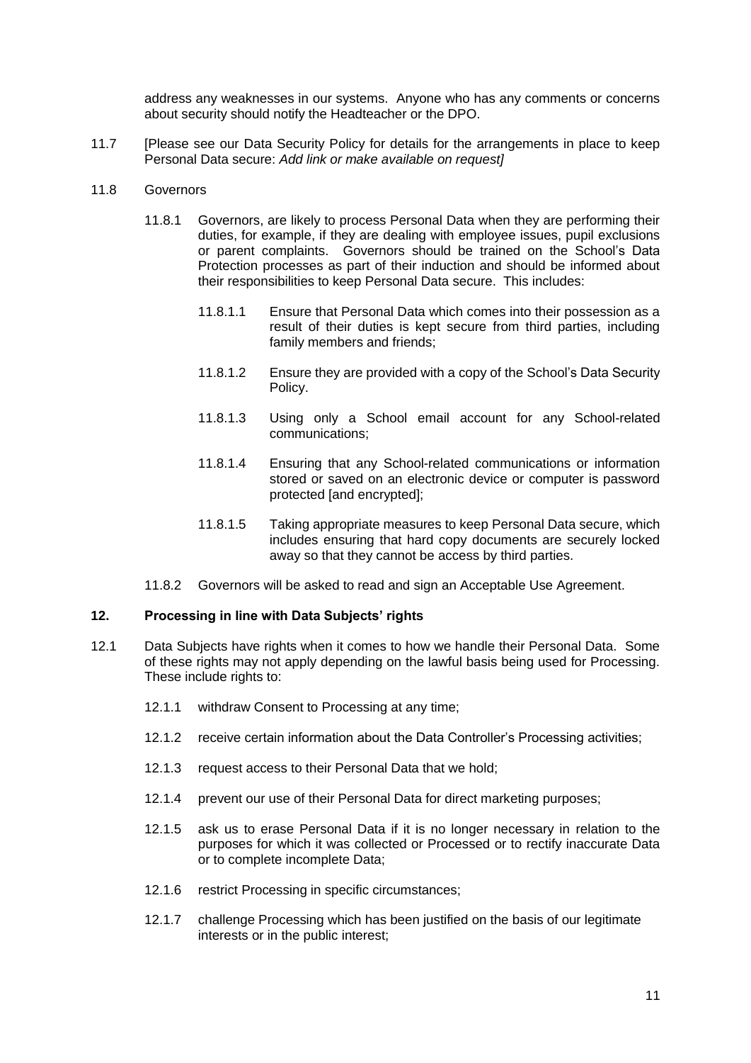address any weaknesses in our systems. Anyone who has any comments or concerns about security should notify the Headteacher or the DPO.

11.7 [Please see our Data Security Policy for details for the arrangements in place to keep Personal Data secure: *Add link or make available on request]*

11.8 Governors

11.8.1 Governors, are likely to process Personal Data when they are performing their duties, for example, if they are dealing with employee issues, pupil exclusions or parent complaints. Governors should be trained on the School's Data Protection processes as part of their induction and should be informed about their responsibilities to keep Personal Data secure. This includes:

11.8.1.1 Ensure that Personal Data which comes into their possession as a result of their duties is kept secure from third parties, including family members and friends;

11.8.1.2 Ensure they are provided with a copy of the School's Data Security Policy.

11.8.1.3 Using only a School email account for any School-related communications;

11.8.1.4 Ensuring that any School-related communications or information stored or saved on an electronic device or computer is password protected [and encrypted];

11.8.1.5 Taking appropriate measures to keep Personal Data secure, which includes ensuring that hard copy documents are securely locked away so that they cannot be access by third parties.

11.8.2 Governors will be asked to read and sign an Acceptable Use Agreement.

## 12. Processing in line with Data Subjects' rights

12.1 Data Subjects have rights when it comes to how we handle their Personal Data. Some of these rights may not apply depending on the lawful basis being used for Processing. These include rights to:

12.1.1 withdraw Consent to Processing at any time;

12.1.2 receive certain information about the Data Controller's Processing activities;

12.1.3 request access to their Personal Data that we hold;

12.1.4 prevent our use of their Personal Data for direct marketing purposes;

12.1.5 ask us to erase Personal Data if it is no longer necessary in relation to the purposes for which it was collected or Processed or to rectify inaccurate Data or to complete incomplete Data;

12.1.6 restrict Processing in specific circumstances;

12.1.7 challenge Processing which has been justified on the basis of our legitimate interests or in the public interest;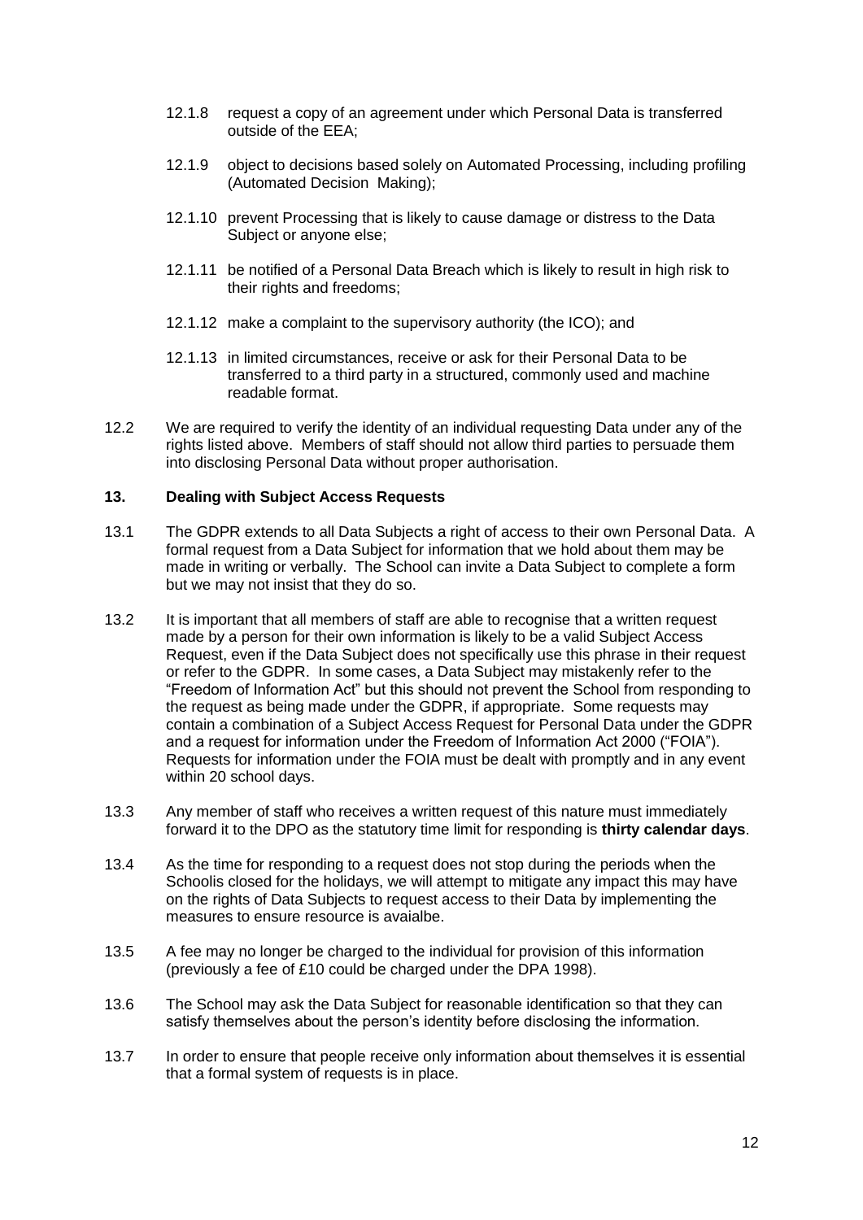12.1.8 request a copy of an agreement under which Personal Data is transferred outside of the EEA;

12.1.9 object to decisions based solely on Automated Processing, including profiling (Automated Decision Making);

12.1.10 prevent Processing that is likely to cause damage or distress to the Data Subject or anyone else;

12.1.11 be notified of a Personal Data Breach which is likely to result in high risk to their rights and freedoms;

12.1.12 make a complaint to the supervisory authority (the ICO); and

12.1.13 in limited circumstances, receive or ask for their Personal Data to be transferred to a third party in a structured, commonly used and machine readable format.

12.2 We are required to verify the identity of an individual requesting Data under any of the rights listed above. Members of staff should not allow third parties to persuade them into disclosing Personal Data without proper authorisation.

### 13. Dealing with Subject Access Requests

13.1 The GDPR extends to all Data Subjects a right of access to their own Personal Data. A formal request from a Data Subject for information that we hold about them may be made in writing or verbally. The School can invite a Data Subject to complete a form but we may not insist that they do so.

13.2 It is important that all members of staff are able to recognise that a written request made by a person for their own information is likely to be a valid Subject Access Request, even if the Data Subject does not specifically use this phrase in their request or refer to the GDPR. In some cases, a Data Subject may mistakenly refer to the "Freedom of Information Act" but this should not prevent the School from responding to the request as being made under the GDPR, if appropriate. Some requests may contain a combination of a Subject Access Request for Personal Data under the GDPR and a request for information under the Freedom of Information Act 2000 ("FOIA"). Requests for information under the FOIA must be dealt with promptly and in any event within 20 school days.

13.3 Any member of staff who receives a written request of this nature must immediately forward it to the DPO as the statutory time limit for responding is **thirty calendar days**.

13.4 As the time for responding to a request does not stop during the periods when the Schoolis closed for the holidays, we will attempt to mitigate any impact this may have on the rights of Data Subjects to request access to their Data by implementing the measures to ensure resource is avaialbe.

13.5 A fee may no longer be charged to the individual for provision of this information (previously a fee of £10 could be charged under the DPA 1998).

13.6 The School may ask the Data Subject for reasonable identification so that they can satisfy themselves about the person's identity before disclosing the information.

13.7 In order to ensure that people receive only information about themselves it is essential that a formal system of requests is in place.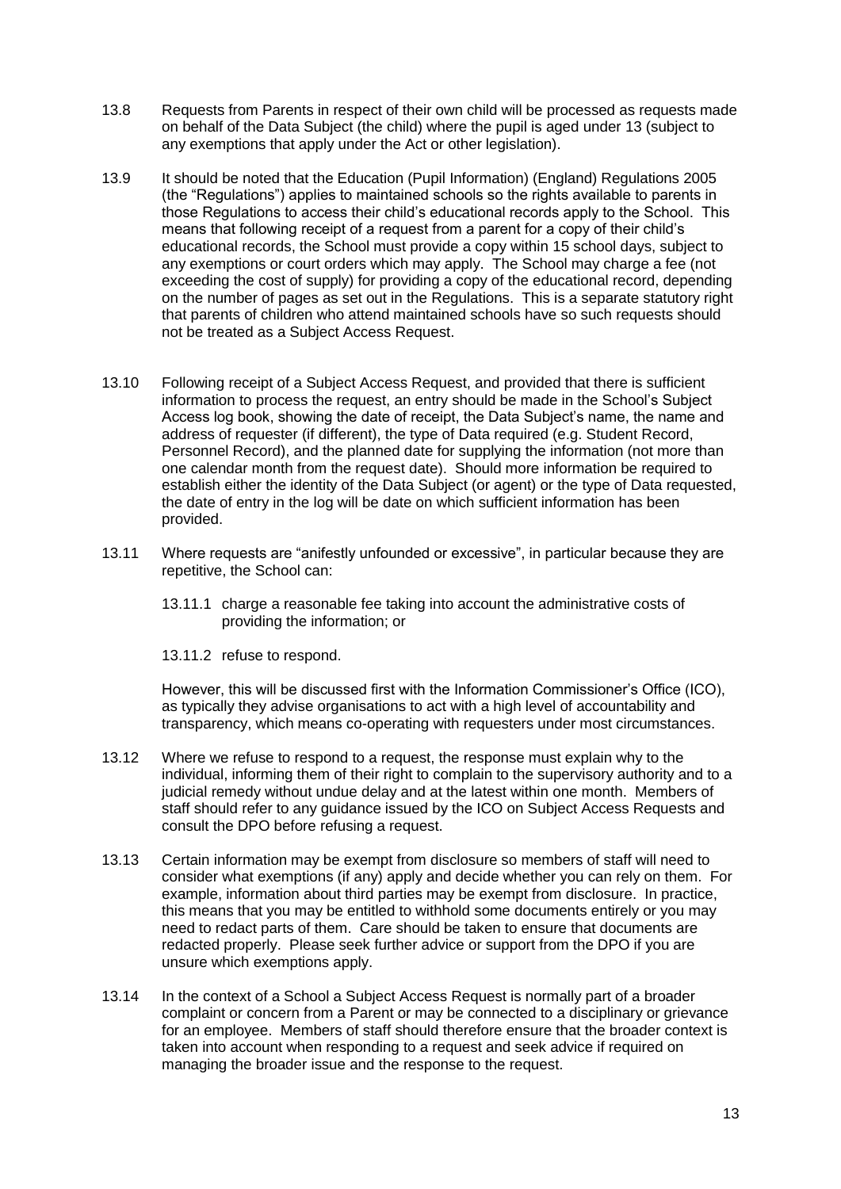13.8 Requests from Parents in respect of their own child will be processed as requests made on behalf of the Data Subject (the child) where the pupil is aged under 13 (subject to any exemptions that apply under the Act or other legislation).

13.9 It should be noted that the Education (Pupil Information) (England) Regulations 2005 (the "Regulations") applies to maintained schools so the rights available to parents in those Regulations to access their child's educational records apply to the School. This means that following receipt of a request from a parent for a copy of their child's educational records, the School must provide a copy within 15 school days, subject to any exemptions or court orders which may apply. The School may charge a fee (not exceeding the cost of supply) for providing a copy of the educational record, depending on the number of pages as set out in the Regulations. This is a separate statutory right that parents of children who attend maintained schools have so such requests should not be treated as a Subject Access Request.

13.10 Following receipt of a Subject Access Request, and provided that there is sufficient information to process the request, an entry should be made in the School's Subject Access log book, showing the date of receipt, the Data Subject's name, the name and address of requester (if different), the type of Data required (e.g. Student Record, Personnel Record), and the planned date for supplying the information (not more than one calendar month from the request date). Should more information be required to establish either the identity of the Data Subject (or agent) or the type of Data requested, the date of entry in the log will be date on which sufficient information has been provided.

13.11 Where requests are "anifestly unfounded or excessive", in particular because they are repetitive, the School can:

13.11.1 charge a reasonable fee taking into account the administrative costs of providing the information; or

13.11.2 refuse to respond.

However, this will be discussed first with the Information Commissioner's Office (ICO), as typically they advise organisations to act with a high level of accountability and transparency, which means co-operating with requesters under most circumstances.

13.12 Where we refuse to respond to a request, the response must explain why to the individual, informing them of their right to complain to the supervisory authority and to a judicial remedy without undue delay and at the latest within one month. Members of staff should refer to any guidance issued by the ICO on Subject Access Requests and consult the DPO before refusing a request.

13.13 Certain information may be exempt from disclosure so members of staff will need to consider what exemptions (if any) apply and decide whether you can rely on them. For example, information about third parties may be exempt from disclosure. In practice, this means that you may be entitled to withhold some documents entirely or you may need to redact parts of them. Care should be taken to ensure that documents are redacted properly. Please seek further advice or support from the DPO if you are unsure which exemptions apply.

13.14 In the context of a School a Subject Access Request is normally part of a broader complaint or concern from a Parent or may be connected to a disciplinary or grievance for an employee. Members of staff should therefore ensure that the broader context is taken into account when responding to a request and seek advice if required on managing the broader issue and the response to the request.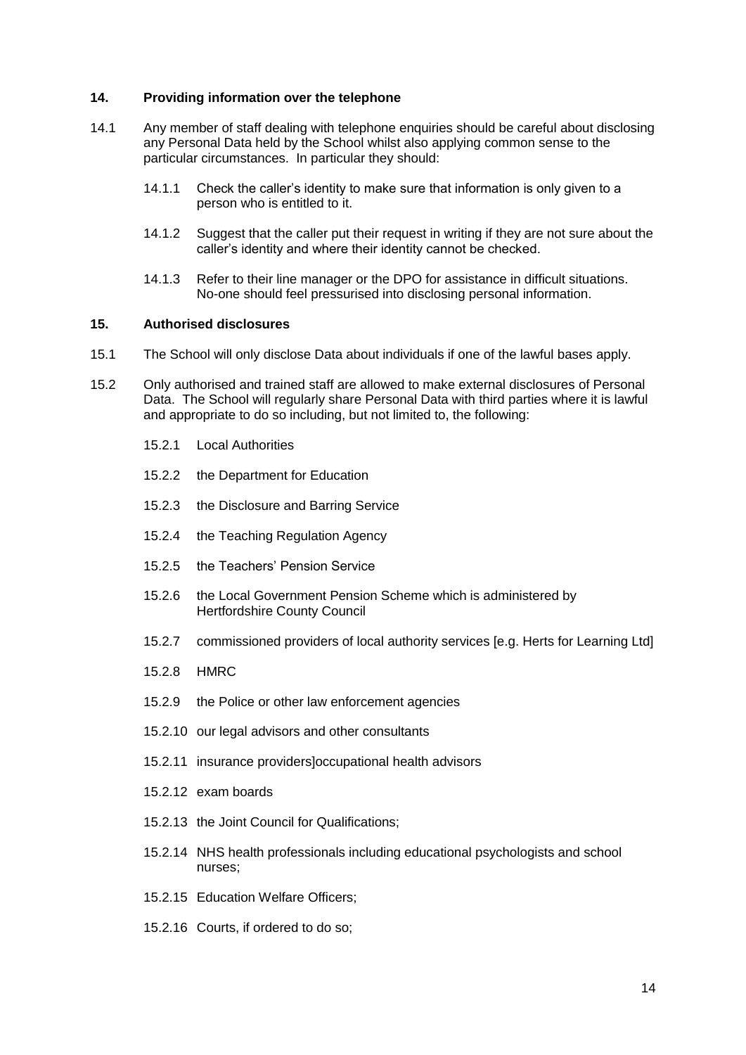## 14. Providing information over the telephone

14.1 Any member of staff dealing with telephone enquiries should be careful about disclosing any Personal Data held by the School whilst also applying common sense to the particular circumstances. In particular they should:

14.1.1 Check the caller's identity to make sure that information is only given to a person who is entitled to it.

14.1.2 Suggest that the caller put their request in writing if they are not sure about the caller's identity and where their identity cannot be checked.

14.1.3 Refer to their line manager or the DPO for assistance in difficult situations. No-one should feel pressurised into disclosing personal information.

## 15. Authorised disclosures

15.1 The School will only disclose Data about individuals if one of the lawful bases apply.

15.2 Only authorised and trained staff are allowed to make external disclosures of Personal Data. The School will regularly share Personal Data with third parties where it is lawful and appropriate to do so including, but not limited to, the following:

15.2.1 Local Authorities

15.2.2 the Department for Education

15.2.3 the Disclosure and Barring Service

15.2.4 the Teaching Regulation Agency

15.2.5 the Teachers' Pension Service

15.2.6 the Local Government Pension Scheme which is administered by Hertfordshire County Council

15.2.7 commissioned providers of local authority services [e.g. Herts for Learning Ltd]

15.2.8 HMRC

15.2.9 the Police or other law enforcement agencies

15.2.10 our legal advisors and other consultants

15.2.11 insurance providers]occupational health advisors

15.2.12 exam boards

15.2.13 the Joint Council for Qualifications;

15.2.14 NHS health professionals including educational psychologists and school nurses;

15.2.15 Education Welfare Officers;

15.2.16 Courts, if ordered to do so;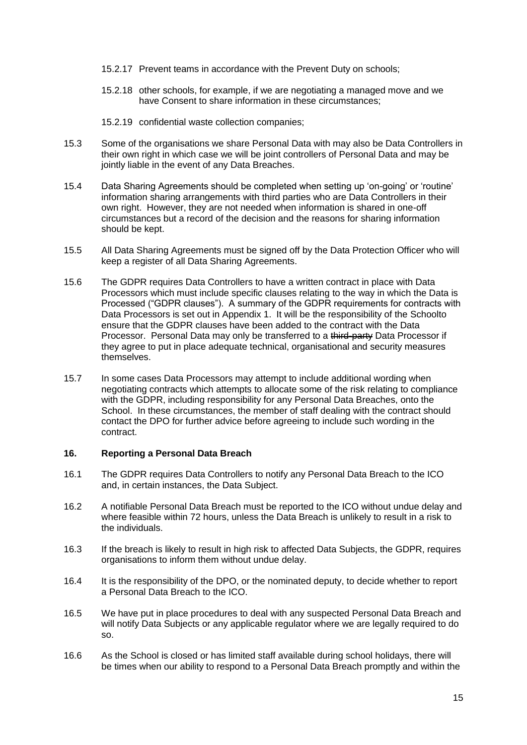15.2.17 Prevent teams in accordance with the Prevent Duty on schools;

15.2.18 other schools, for example, if we are negotiating a managed move and we have Consent to share information in these circumstances;

15.2.19 confidential waste collection companies;

15.3 Some of the organisations we share Personal Data with may also be Data Controllers in their own right in which case we will be joint controllers of Personal Data and may be jointly liable in the event of any Data Breaches.

15.4 Data Sharing Agreements should be completed when setting up 'on-going' or 'routine' information sharing arrangements with third parties who are Data Controllers in their own right. However, they are not needed when information is shared in one-off circumstances but a record of the decision and the reasons for sharing information should be kept.

15.5 All Data Sharing Agreements must be signed off by the Data Protection Officer who will keep a register of all Data Sharing Agreements.

15.6 The GDPR requires Data Controllers to have a written contract in place with Data Processors which must include specific clauses relating to the way in which the Data is Processed ("GDPR clauses"). A summary of the GDPR requirements for contracts with Data Processors is set out in Appendix 1. It will be the responsibility of the Schoolto ensure that the GDPR clauses have been added to the contract with the Data Processor. Personal Data may only be transferred to a ~~third-party~~ Data Processor if they agree to put in place adequate technical, organisational and security measures themselves.

15.7 In some cases Data Processors may attempt to include additional wording when negotiating contracts which attempts to allocate some of the risk relating to compliance with the GDPR, including responsibility for any Personal Data Breaches, onto the School. In these circumstances, the member of staff dealing with the contract should contact the DPO for further advice before agreeing to include such wording in the contract.

## 16. Reporting a Personal Data Breach

16.1 The GDPR requires Data Controllers to notify any Personal Data Breach to the ICO and, in certain instances, the Data Subject.

16.2 A notifiable Personal Data Breach must be reported to the ICO without undue delay and where feasible within 72 hours, unless the Data Breach is unlikely to result in a risk to the individuals.

16.3 If the breach is likely to result in high risk to affected Data Subjects, the GDPR, requires organisations to inform them without undue delay.

16.4 It is the responsibility of the DPO, or the nominated deputy, to decide whether to report a Personal Data Breach to the ICO.

16.5 We have put in place procedures to deal with any suspected Personal Data Breach and will notify Data Subjects or any applicable regulator where we are legally required to do so.

16.6 As the School is closed or has limited staff available during school holidays, there will be times when our ability to respond to a Personal Data Breach promptly and within the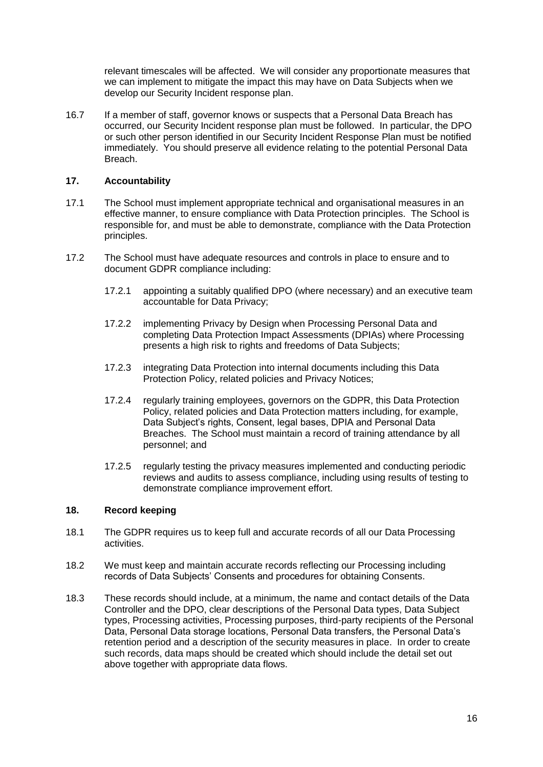relevant timescales will be affected. We will consider any proportionate measures that we can implement to mitigate the impact this may have on Data Subjects when we develop our Security Incident response plan.

16.7 If a member of staff, governor knows or suspects that a Personal Data Breach has occurred, our Security Incident response plan must be followed. In particular, the DPO or such other person identified in our Security Incident Response Plan must be notified immediately. You should preserve all evidence relating to the potential Personal Data Breach.

## 17. Accountability

17.1 The School must implement appropriate technical and organisational measures in an effective manner, to ensure compliance with Data Protection principles. The School is responsible for, and must be able to demonstrate, compliance with the Data Protection principles.

17.2 The School must have adequate resources and controls in place to ensure and to document GDPR compliance including:

17.2.1 appointing a suitably qualified DPO (where necessary) and an executive team accountable for Data Privacy;

17.2.2 implementing Privacy by Design when Processing Personal Data and completing Data Protection Impact Assessments (DPIAs) where Processing presents a high risk to rights and freedoms of Data Subjects;

17.2.3 integrating Data Protection into internal documents including this Data Protection Policy, related policies and Privacy Notices;

17.2.4 regularly training employees, governors on the GDPR, this Data Protection Policy, related policies and Data Protection matters including, for example, Data Subject's rights, Consent, legal bases, DPIA and Personal Data Breaches. The School must maintain a record of training attendance by all personnel; and

17.2.5 regularly testing the privacy measures implemented and conducting periodic reviews and audits to assess compliance, including using results of testing to demonstrate compliance improvement effort.

## 18. Record keeping

18.1 The GDPR requires us to keep full and accurate records of all our Data Processing activities.

18.2 We must keep and maintain accurate records reflecting our Processing including records of Data Subjects' Consents and procedures for obtaining Consents.

18.3 These records should include, at a minimum, the name and contact details of the Data Controller and the DPO, clear descriptions of the Personal Data types, Data Subject types, Processing activities, Processing purposes, third-party recipients of the Personal Data, Personal Data storage locations, Personal Data transfers, the Personal Data's retention period and a description of the security measures in place. In order to create such records, data maps should be created which should include the detail set out above together with appropriate data flows.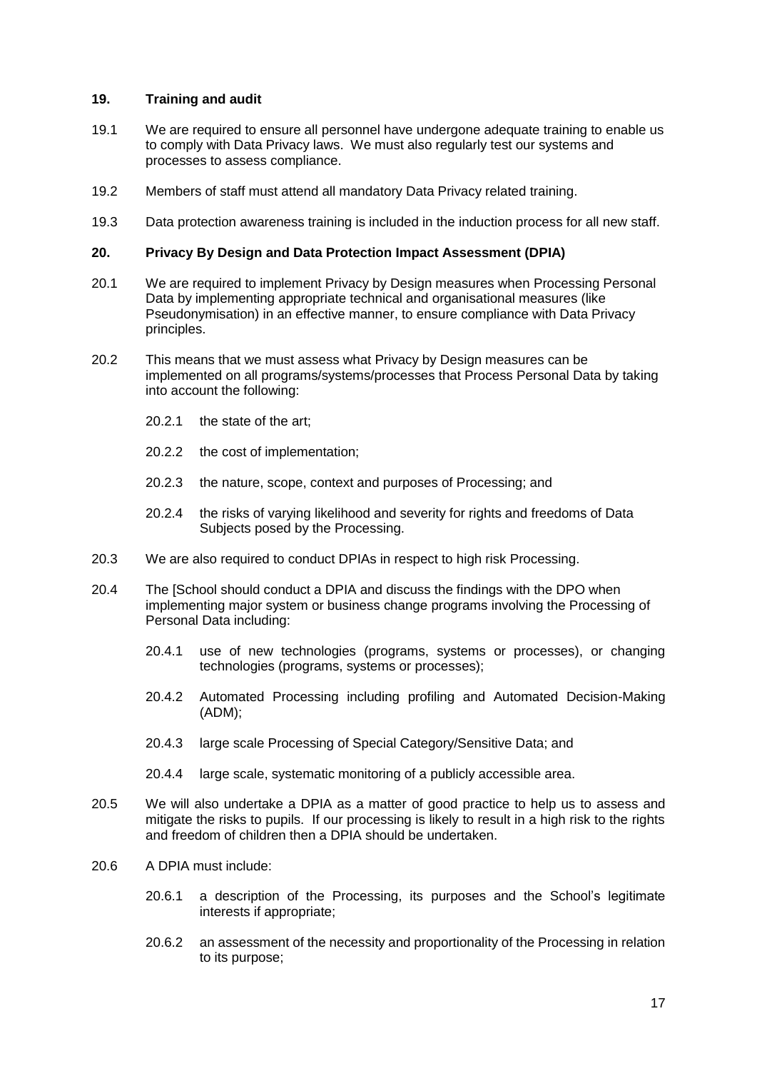## 19. Training and audit

19.1 We are required to ensure all personnel have undergone adequate training to enable us to comply with Data Privacy laws. We must also regularly test our systems and processes to assess compliance.

19.2 Members of staff must attend all mandatory Data Privacy related training.

19.3 Data protection awareness training is included in the induction process for all new staff.

## 20. Privacy By Design and Data Protection Impact Assessment (DPIA)

20.1 We are required to implement Privacy by Design measures when Processing Personal Data by implementing appropriate technical and organisational measures (like Pseudonymisation) in an effective manner, to ensure compliance with Data Privacy principles.

20.2 This means that we must assess what Privacy by Design measures can be implemented on all programs/systems/processes that Process Personal Data by taking into account the following:

- 20.2.1 the state of the art;
- 20.2.2 the cost of implementation;
- 20.2.3 the nature, scope, context and purposes of Processing; and
- 20.2.4 the risks of varying likelihood and severity for rights and freedoms of Data Subjects posed by the Processing.

20.3 We are also required to conduct DPIAs in respect to high risk Processing.

20.4 The [School should conduct a DPIA and discuss the findings with the DPO when implementing major system or business change programs involving the Processing of Personal Data including:

- 20.4.1 use of new technologies (programs, systems or processes), or changing technologies (programs, systems or processes);
- 20.4.2 Automated Processing including profiling and Automated Decision-Making (ADM);
- 20.4.3 large scale Processing of Special Category/Sensitive Data; and
- 20.4.4 large scale, systematic monitoring of a publicly accessible area.

20.5 We will also undertake a DPIA as a matter of good practice to help us to assess and mitigate the risks to pupils. If our processing is likely to result in a high risk to the rights and freedom of children then a DPIA should be undertaken.

20.6 A DPIA must include:

- 20.6.1 a description of the Processing, its purposes and the School's legitimate interests if appropriate;
- 20.6.2 an assessment of the necessity and proportionality of the Processing in relation to its purpose;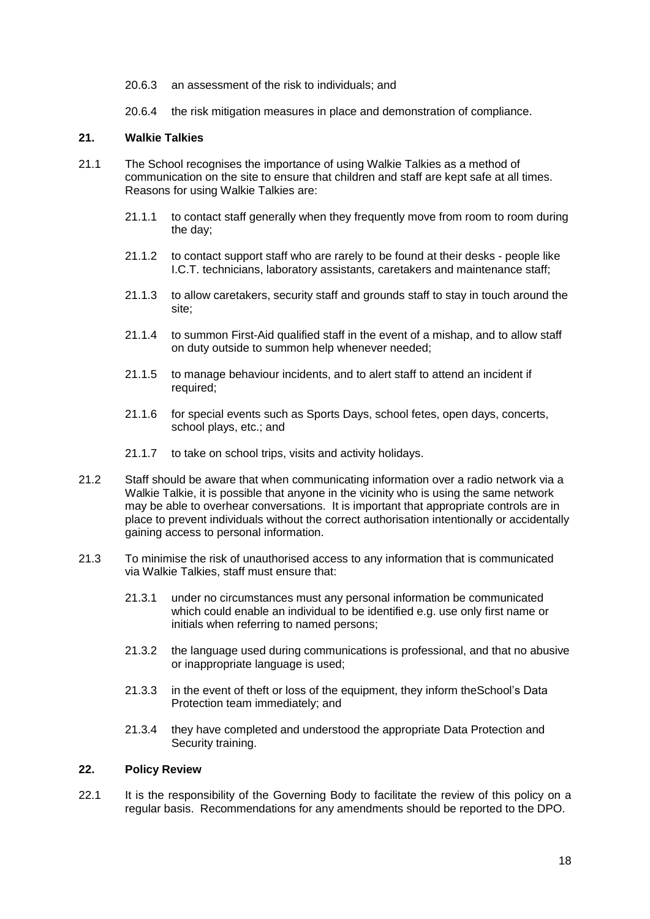20.6.3 an assessment of the risk to individuals; and

20.6.4 the risk mitigation measures in place and demonstration of compliance.

## 21. Walkie Talkies

21.1 The School recognises the importance of using Walkie Talkies as a method of communication on the site to ensure that children and staff are kept safe at all times. Reasons for using Walkie Talkies are:

21.1.1 to contact staff generally when they frequently move from room to room during the day;

21.1.2 to contact support staff who are rarely to be found at their desks - people like I.C.T. technicians, laboratory assistants, caretakers and maintenance staff;

21.1.3 to allow caretakers, security staff and grounds staff to stay in touch around the site;

21.1.4 to summon First-Aid qualified staff in the event of a mishap, and to allow staff on duty outside to summon help whenever needed;

21.1.5 to manage behaviour incidents, and to alert staff to attend an incident if required;

21.1.6 for special events such as Sports Days, school fetes, open days, concerts, school plays, etc.; and

21.1.7 to take on school trips, visits and activity holidays.

21.2 Staff should be aware that when communicating information over a radio network via a Walkie Talkie, it is possible that anyone in the vicinity who is using the same network may be able to overhear conversations. It is important that appropriate controls are in place to prevent individuals without the correct authorisation intentionally or accidentally gaining access to personal information.

21.3 To minimise the risk of unauthorised access to any information that is communicated via Walkie Talkies, staff must ensure that:

21.3.1 under no circumstances must any personal information be communicated which could enable an individual to be identified e.g. use only first name or initials when referring to named persons;

21.3.2 the language used during communications is professional, and that no abusive or inappropriate language is used;

21.3.3 in the event of theft or loss of the equipment, they inform theSchool's Data Protection team immediately; and

21.3.4 they have completed and understood the appropriate Data Protection and Security training.

## 22. Policy Review

22.1 It is the responsibility of the Governing Body to facilitate the review of this policy on a regular basis. Recommendations for any amendments should be reported to the DPO.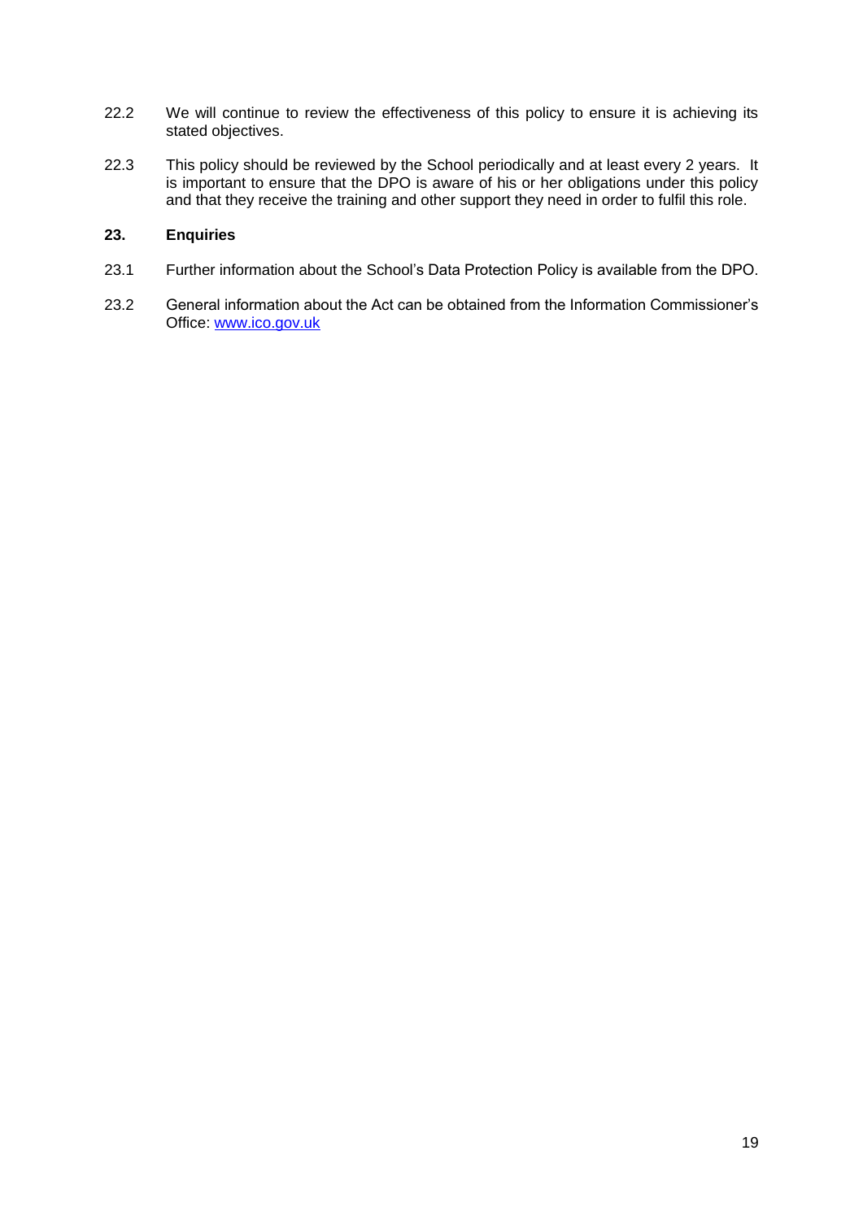22.2 We will continue to review the effectiveness of this policy to ensure it is achieving its stated objectives.

22.3 This policy should be reviewed by the School periodically and at least every 2 years. It is important to ensure that the DPO is aware of his or her obligations under this policy and that they receive the training and other support they need in order to fulfil this role.

## 23. Enquiries

23.1 Further information about the School's Data Protection Policy is available from the DPO.

23.2 General information about the Act can be obtained from the Information Commissioner's Office: [www.ico.gov.uk](http://www.ico.gov.uk)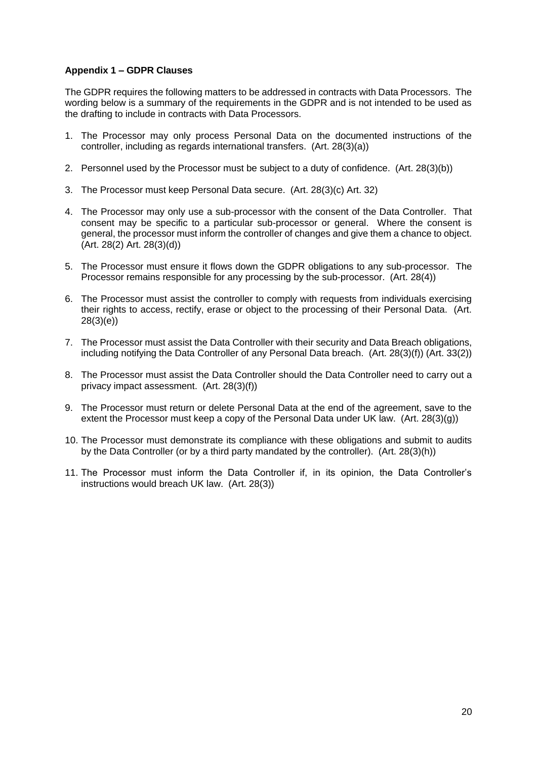**Appendix 1 – GDPR Clauses**

The GDPR requires the following matters to be addressed in contracts with Data Processors. The wording below is a summary of the requirements in the GDPR and is not intended to be used as the drafting to include in contracts with Data Processors.

1. The Processor may only process Personal Data on the documented instructions of the controller, including as regards international transfers. (Art. 28(3)(a))
2. Personnel used by the Processor must be subject to a duty of confidence. (Art. 28(3)(b))
3. The Processor must keep Personal Data secure. (Art. 28(3)(c) Art. 32)
4. The Processor may only use a sub-processor with the consent of the Data Controller. That consent may be specific to a particular sub-processor or general. Where the consent is general, the processor must inform the controller of changes and give them a chance to object. (Art. 28(2) Art. 28(3)(d))
5. The Processor must ensure it flows down the GDPR obligations to any sub-processor. The Processor remains responsible for any processing by the sub-processor. (Art. 28(4))
6. The Processor must assist the controller to comply with requests from individuals exercising their rights to access, rectify, erase or object to the processing of their Personal Data. (Art. 28(3)(e))
7. The Processor must assist the Data Controller with their security and Data Breach obligations, including notifying the Data Controller of any Personal Data breach. (Art. 28(3)(f)) (Art. 33(2))
8. The Processor must assist the Data Controller should the Data Controller need to carry out a privacy impact assessment. (Art. 28(3)(f))
9. The Processor must return or delete Personal Data at the end of the agreement, save to the extent the Processor must keep a copy of the Personal Data under UK law. (Art. 28(3)(g))
10. The Processor must demonstrate its compliance with these obligations and submit to audits by the Data Controller (or by a third party mandated by the controller). (Art. 28(3)(h))
11. The Processor must inform the Data Controller if, in its opinion, the Data Controller's instructions would breach UK law. (Art. 28(3))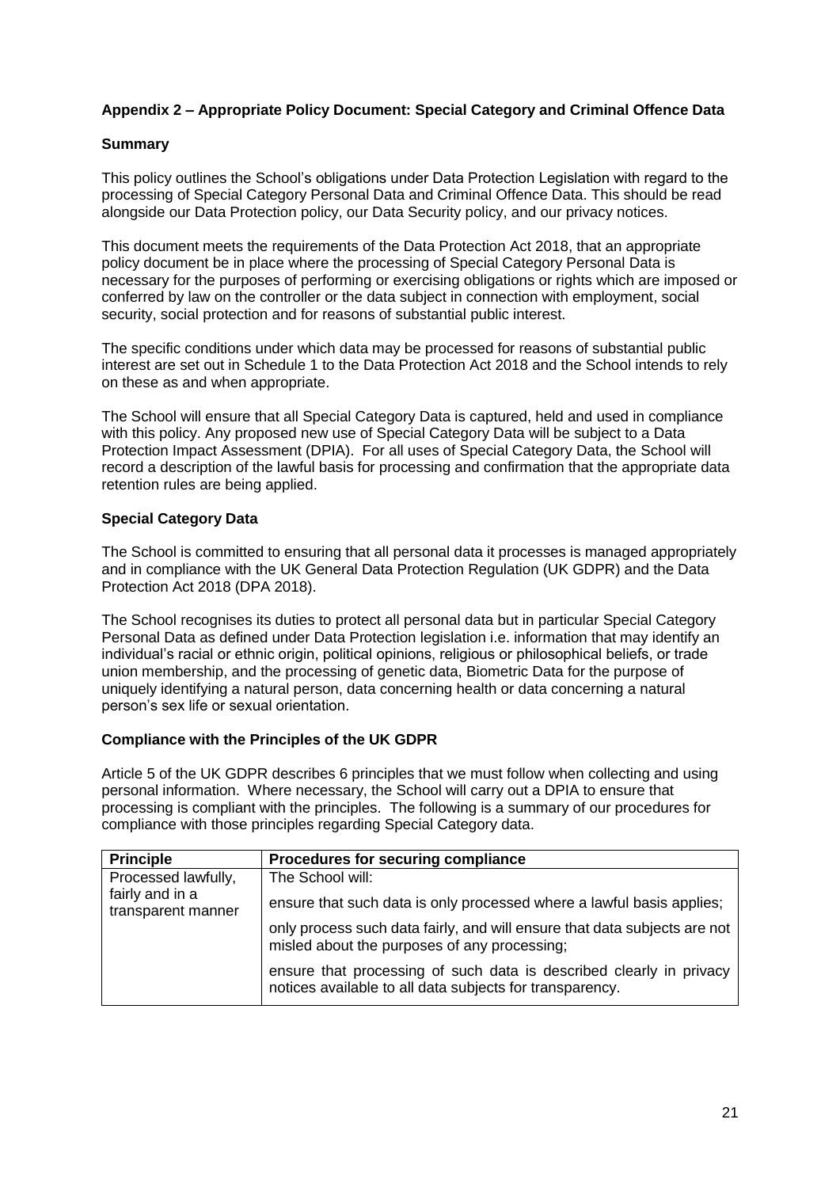### Appendix 2 – Appropriate Policy Document: Special Category and Criminal Offence Data

#### Summary

This policy outlines the School's obligations under Data Protection Legislation with regard to the processing of Special Category Personal Data and Criminal Offence Data. This should be read alongside our Data Protection policy, our Data Security policy, and our privacy notices.

This document meets the requirements of the Data Protection Act 2018, that an appropriate policy document be in place where the processing of Special Category Personal Data is necessary for the purposes of performing or exercising obligations or rights which are imposed or conferred by law on the controller or the data subject in connection with employment, social security, social protection and for reasons of substantial public interest.

The specific conditions under which data may be processed for reasons of substantial public interest are set out in Schedule 1 to the Data Protection Act 2018 and the School intends to rely on these as and when appropriate.

The School will ensure that all Special Category Data is captured, held and used in compliance with this policy. Any proposed new use of Special Category Data will be subject to a Data Protection Impact Assessment (DPIA). For all uses of Special Category Data, the School will record a description of the lawful basis for processing and confirmation that the appropriate data retention rules are being applied.

#### Special Category Data

The School is committed to ensuring that all personal data it processes is managed appropriately and in compliance with the UK General Data Protection Regulation (UK GDPR) and the Data Protection Act 2018 (DPA 2018).

The School recognises its duties to protect all personal data but in particular Special Category Personal Data as defined under Data Protection legislation i.e. information that may identify an individual's racial or ethnic origin, political opinions, religious or philosophical beliefs, or trade union membership, and the processing of genetic data, Biometric Data for the purpose of uniquely identifying a natural person, data concerning health or data concerning a natural person's sex life or sexual orientation.

#### Compliance with the Principles of the UK GDPR

Article 5 of the UK GDPR describes 6 principles that we must follow when collecting and using personal information. Where necessary, the School will carry out a DPIA to ensure that processing is compliant with the principles. The following is a summary of our procedures for compliance with those principles regarding Special Category data.

| Principle | Procedures for securing compliance |
|---|---|
| Processed lawfully, fairly and in a transparent manner | The School will:<br><br>ensure that such data is only processed where a lawful basis applies;<br><br>only process such data fairly, and will ensure that data subjects are not misled about the purposes of any processing;<br><br>ensure that processing of such data is described clearly in privacy notices available to all data subjects for transparency. |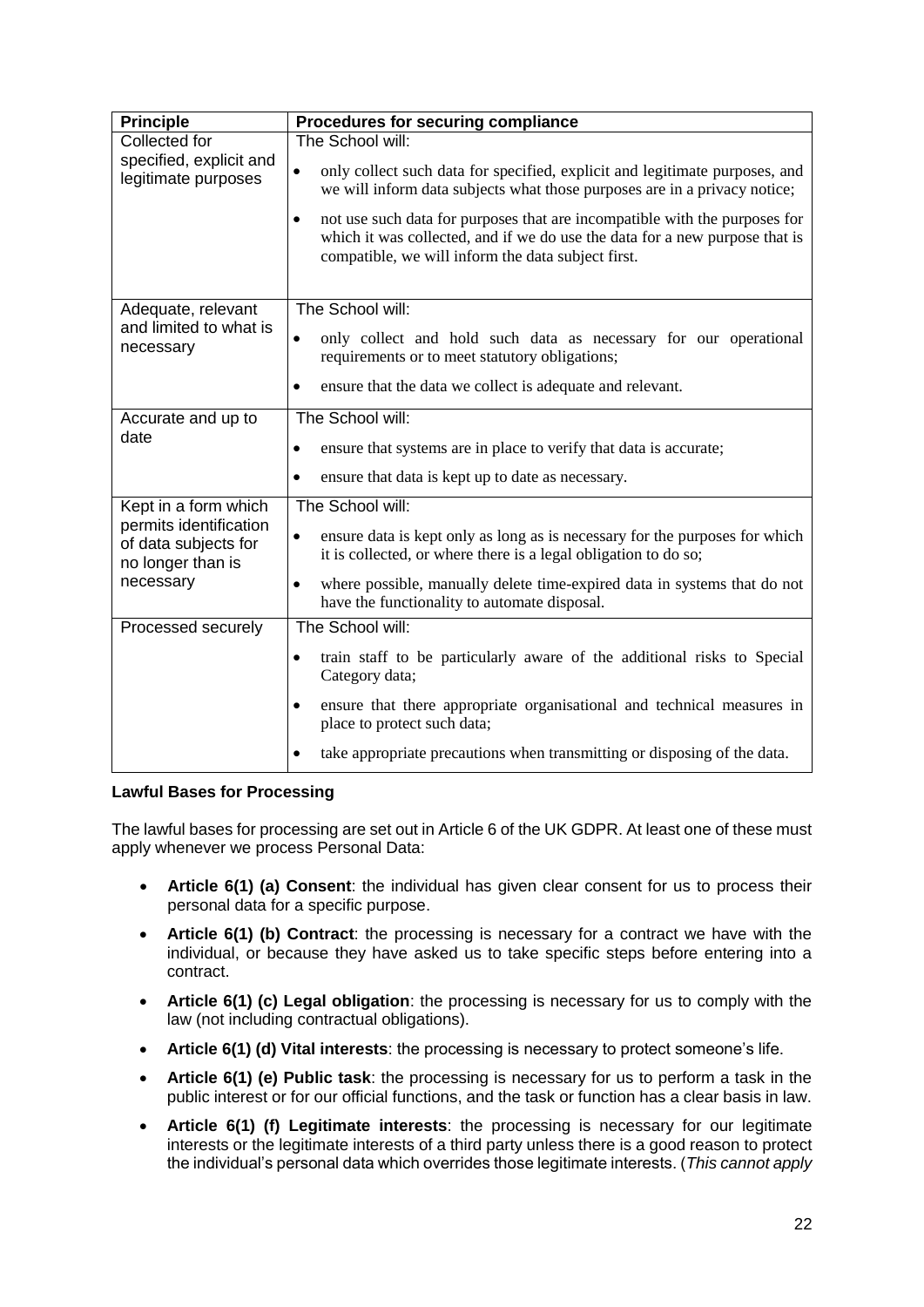| Principle | Procedures for securing compliance |
| --- | --- |
| Collected for specified, explicit and legitimate purposes | The School will: <br>• only collect such data for specified, explicit and legitimate purposes, and we will inform data subjects what those purposes are in a privacy notice; <br>• not use such data for purposes that are incompatible with the purposes for which it was collected, and if we do use the data for a new purpose that is compatible, we will inform the data subject first. |
| Adequate, relevant and limited to what is necessary | The School will: <br>• only collect and hold such data as necessary for our operational requirements or to meet statutory obligations; <br>• ensure that the data we collect is adequate and relevant. |
| Accurate and up to date | The School will: <br>• ensure that systems are in place to verify that data is accurate; <br>• ensure that data is kept up to date as necessary. |
| Kept in a form which permits identification of data subjects for no longer than is necessary | The School will: <br>• ensure data is kept only as long as is necessary for the purposes for which it is collected, or where there is a legal obligation to do so; <br>• where possible, manually delete time-expired data in systems that do not have the functionality to automate disposal. |
| Processed securely | The School will: <br>• train staff to be particularly aware of the additional risks to Special Category data; <br>• ensure that there appropriate organisational and technical measures in place to protect such data; <br>• take appropriate precautions when transmitting or disposing of the data. |

**Lawful Bases for Processing**

The lawful bases for processing are set out in Article 6 of the UK GDPR. At least one of these must apply whenever we process Personal Data:

- **Article 6(1) (a) Consent**: the individual has given clear consent for us to process their personal data for a specific purpose.
- **Article 6(1) (b) Contract**: the processing is necessary for a contract we have with the individual, or because they have asked us to take specific steps before entering into a contract.
- **Article 6(1) (c) Legal obligation**: the processing is necessary for us to comply with the law (not including contractual obligations).
- **Article 6(1) (d) Vital interests**: the processing is necessary to protect someone's life.
- **Article 6(1) (e) Public task**: the processing is necessary for us to perform a task in the public interest or for our official functions, and the task or function has a clear basis in law.
- **Article 6(1) (f) Legitimate interests**: the processing is necessary for our legitimate interests or the legitimate interests of a third party unless there is a good reason to protect the individual's personal data which overrides those legitimate interests. (*This cannot apply*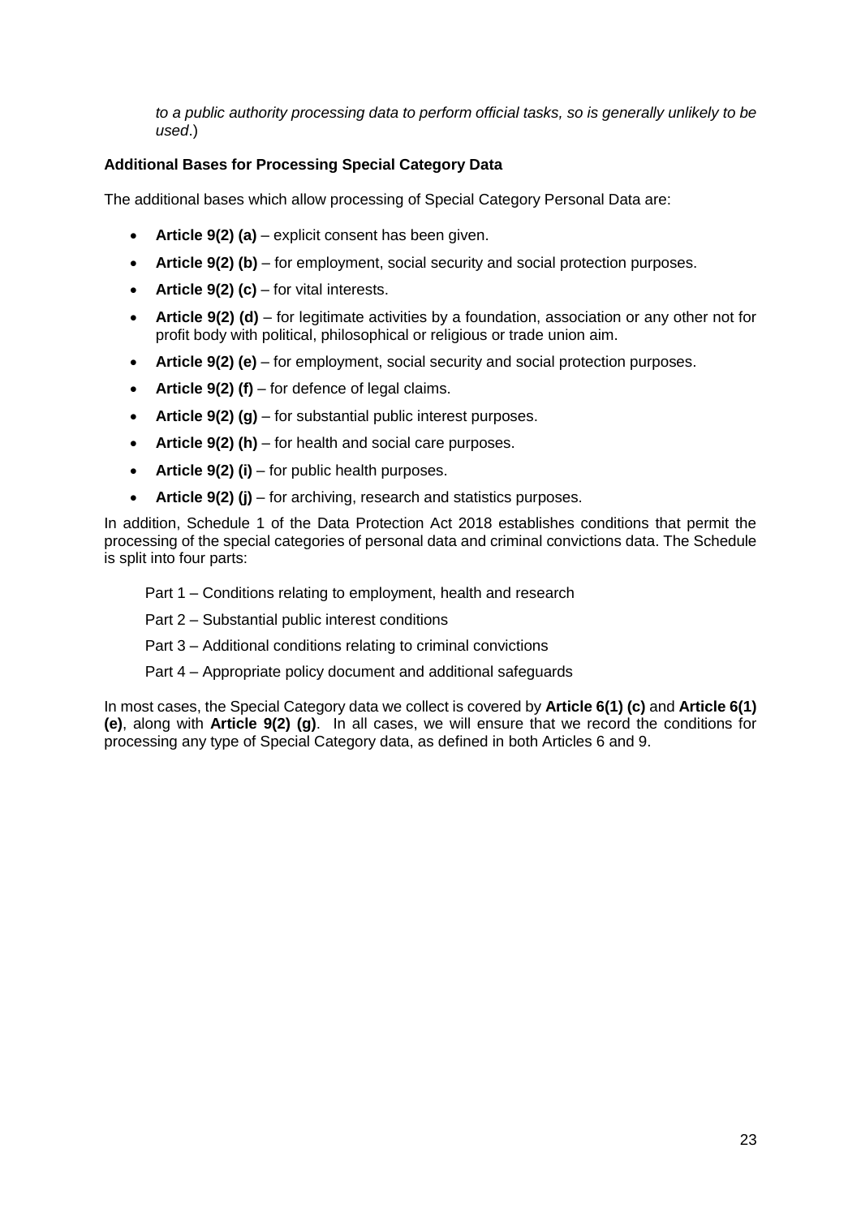*to a public authority processing data to perform official tasks, so is generally unlikely to be used*.)

**Additional Bases for Processing Special Category Data**

The additional bases which allow processing of Special Category Personal Data are:

- **Article 9(2) (a)** – explicit consent has been given.
- **Article 9(2) (b)** – for employment, social security and social protection purposes.
- **Article 9(2) (c)** – for vital interests.
- **Article 9(2) (d)** – for legitimate activities by a foundation, association or any other not for profit body with political, philosophical or religious or trade union aim.
- **Article 9(2) (e)** – for employment, social security and social protection purposes.
- **Article 9(2) (f)** – for defence of legal claims.
- **Article 9(2) (g)** – for substantial public interest purposes.
- **Article 9(2) (h)** – for health and social care purposes.
- **Article 9(2) (i)** – for public health purposes.
- **Article 9(2) (j)** – for archiving, research and statistics purposes.

In addition, Schedule 1 of the Data Protection Act 2018 establishes conditions that permit the processing of the special categories of personal data and criminal convictions data. The Schedule is split into four parts:

Part 1 – Conditions relating to employment, health and research

Part 2 – Substantial public interest conditions

Part 3 – Additional conditions relating to criminal convictions

Part 4 – Appropriate policy document and additional safeguards

In most cases, the Special Category data we collect is covered by **Article 6(1) (c)** and **Article 6(1) (e)**, along with **Article 9(2) (g)**. In all cases, we will ensure that we record the conditions for processing any type of Special Category data, as defined in both Articles 6 and 9.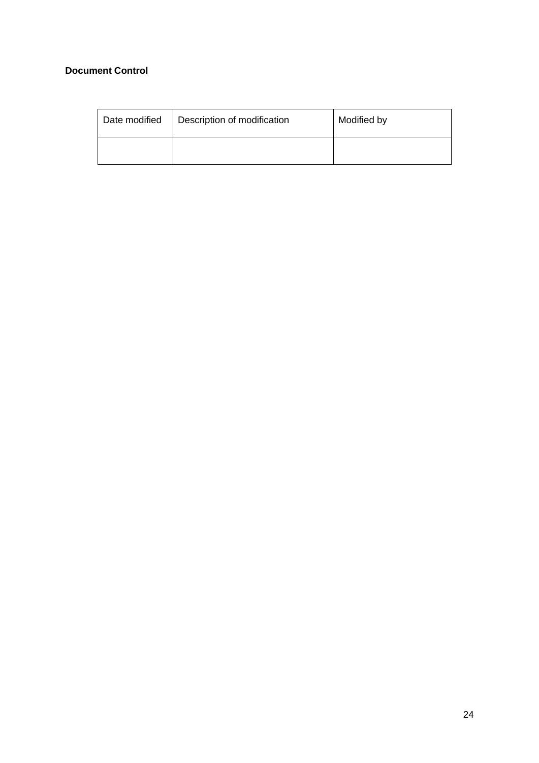**Document Control**

| Date modified | Description of modification | Modified by |
| --- | --- | --- |
| | | |